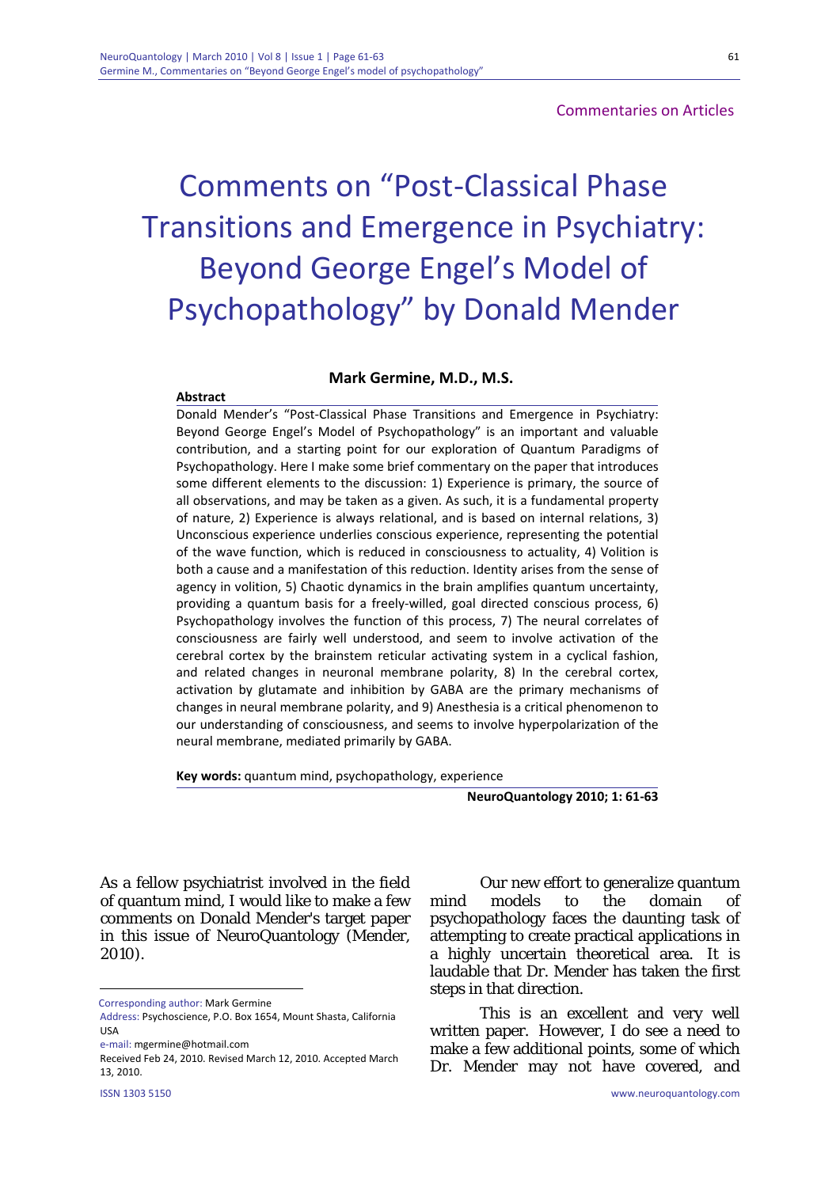Commentaries on Articles

# Comments on "Post-Classical Phase Transitions and Emergence in Psychiatry: Beyond George Engel's Model of Psychopathology" by Donald Mender

**Mark Germine, M.D., M.S.**

**Abstract**

Donald Mender's "Post-Classical Phase Transitions and Emergence in Psychiatry: Beyond George Engel's Model of Psychopathology" is an important and valuable contribution, and a starting point for our exploration of Quantum Paradigms of Psychopathology. Here I make some brief commentary on the paper that introduces some different elements to the discussion: 1) Experience is primary, the source of all observations, and may be taken as a given. As such, it is a fundamental property of nature, 2) Experience is always relational, and is based on internal relations, 3) Unconscious experience underlies conscious experience, representing the potential of the wave function, which is reduced in consciousness to actuality, 4) Volition is both a cause and a manifestation of this reduction. Identity arises from the sense of agency in volition, 5) Chaotic dynamics in the brain amplifies quantum uncertainty, providing a quantum basis for a freely-willed, goal directed conscious process, 6) Psychopathology involves the function of this process, 7) The neural correlates of consciousness are fairly well understood, and seem to involve activation of the cerebral cortex by the brainstem reticular activating system in a cyclical fashion, and related changes in neuronal membrane polarity, 8) In the cerebral cortex, activation by glutamate and inhibition by GABA are the primary mechanisms of changes in neural membrane polarity, and 9) Anesthesia is a critical phenomenon to our understanding of consciousness, and seems to involve hyperpolarization of the neural membrane, mediated primarily by GABA.

**Key words:** quantum mind, psychopathology, experience

**NeuroQuantology 2010; 1: 61-63**

As a fellow psychiatrist involved in the field of quantum mind, I would like to make a few comments on Donald Mender's target paper in this issue of NeuroQuantology (Mender, 2010).

Our new effort to generalize quantum mind models to the domain of psychopathology faces the daunting task of attempting to create practical applications in a highly uncertain theoretical area. It is laudable that Dr. Mender has taken the first steps in that direction.

This is an excellent and very well written paper. However, I do see a need to make a few additional points, some of which Dr. Mender may not have covered, and

---

Corresponding author: Mark Germine

Address: Psychoscience, P.O. Box 1654, Mount Shasta, California USA

e-mail: mgermine@hotmail.com

Received Feb 24, 2010. Revised March 12, 2010. Accepted March 13, 2010.

ISSN 1303 5150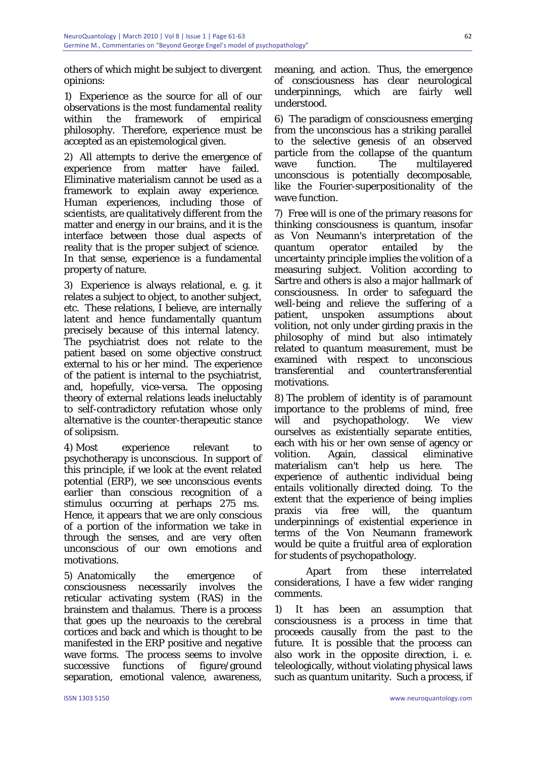others of which might be subject to divergent opinions:

1) Experience as the source for all of our observations is the most fundamental reality within the framework of empirical philosophy. Therefore, experience must be accepted as an epistemological given.

2) All attempts to derive the emergence of experience from matter have failed. Eliminative materialism cannot be used as a framework to explain away experience. Human experiences, including those of scientists, are qualitatively different from the matter and energy in our brains, and it is the interface between those dual aspects of reality that is the proper subject of science. In that sense, experience is a fundamental property of nature.

3) Experience is always relational, e. g. it relates a subject to object, to another subject, etc. These relations, I believe, are internally latent and hence fundamentally quantum precisely because of this internal latency. The psychiatrist does not relate to the patient based on some objective construct external to his or her mind. The experience of the patient is internal to the psychiatrist, and, hopefully, vice-versa. The opposing theory of external relations leads ineluctably to self-contradictory refutation whose only alternative is the counter-therapeutic stance of solipsism.

4) Most experience relevant to psychotherapy is unconscious. In support of this principle, if we look at the event related potential (ERP), we see unconscious events earlier than conscious recognition of a stimulus occurring at perhaps 275 ms. Hence, it appears that we are only conscious of a portion of the information we take in through the senses, and are very often unconscious of our own emotions and motivations.

5) Anatomically the emergence of consciousness necessarily involves the reticular activating system (RAS) in the brainstem and thalamus. There is a process that goes up the neuroaxis to the cerebral cortices and back and which is thought to be manifested in the ERP positive and negative wave forms. The process seems to involve successive functions of figure/ground separation, emotional valence, awareness, meaning, and action. Thus, the emergence of consciousness has clear neurological underpinnings, which are fairly well understood.

6) The paradigm of consciousness emerging from the unconscious has a striking parallel to the selective genesis of an observed particle from the collapse of the quantum wave function. The multilayered unconscious is potentially decomposable, like the Fourier-superpositionality of the wave function.

7) Free will is one of the primary reasons for thinking consciousness is quantum, insofar as Von Neumann's interpretation of the quantum operator entailed by the uncertainty principle implies the volition of a measuring subject. Volition according to Sartre and others is also a major hallmark of consciousness. In order to safeguard the well-being and relieve the suffering of a patient, unspoken assumptions about volition, not only under girding praxis in the philosophy of mind but also intimately related to quantum measurement, must be examined with respect to unconscious transferential and countertransferential motivations.

8) The problem of identity is of paramount importance to the problems of mind, free will and psychopathology. We view ourselves as existentially separate entities, each with his or her own sense of agency or volition. Again, classical eliminative materialism can't help us here. The experience of authentic individual being entails volitionally directed doing. To the extent that the experience of being implies praxis via free will, the quantum underpinnings of existential experience in terms of the Von Neumann framework would be quite a fruitful area of exploration for students of psychopathology.

Apart from these interrelated considerations, I have a few wider ranging comments.

1) It has been an assumption that consciousness is a process in time that proceeds causally from the past to the future. It is possible that the process can also work in the opposite direction, i. e. teleologically, without violating physical laws such as quantum unitarity. Such a process, if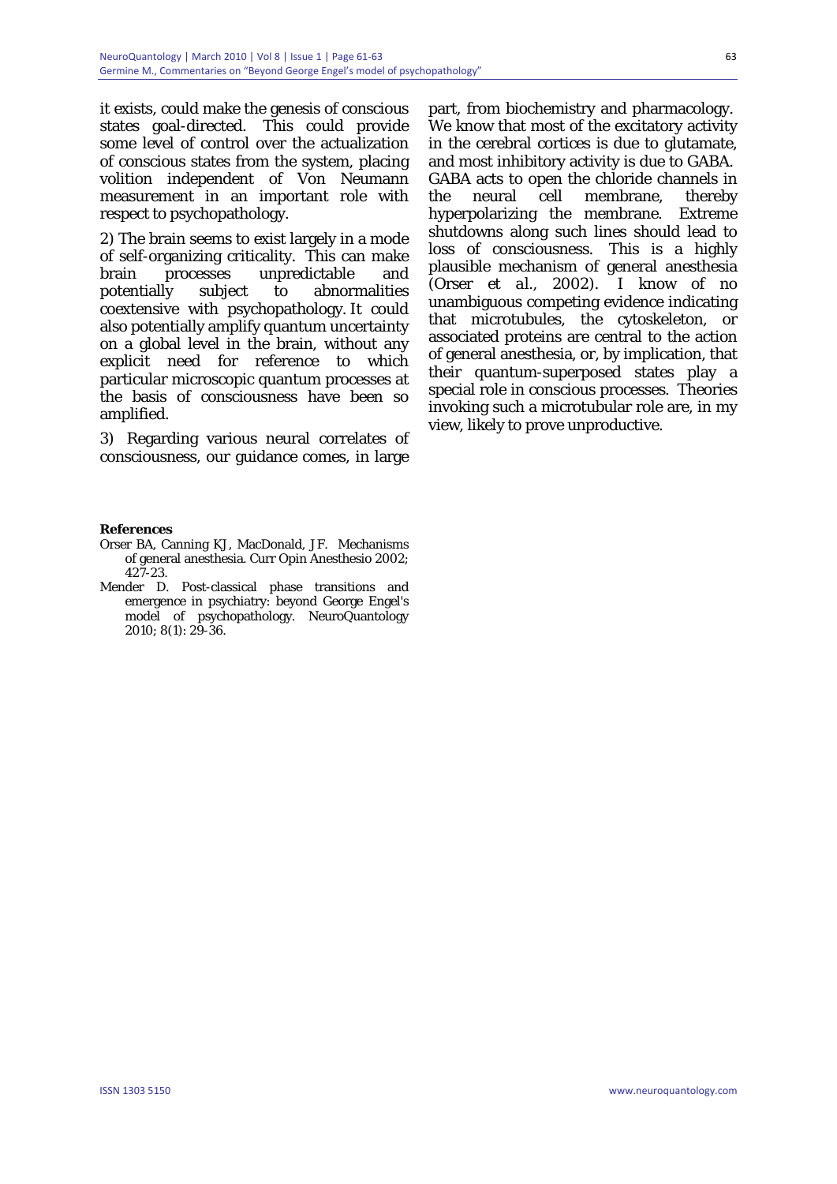it exists, could make the genesis of conscious states goal-directed. This could provide some level of control over the actualization of conscious states from the system, placing volition independent of Von Neumann measurement in an important role with respect to psychopathology.

2) The brain seems to exist largely in a mode of self-organizing criticality. This can make brain processes unpredictable and potentially subject to abnormalities coextensive with psychopathology. It could also potentially amplify quantum uncertainty on a global level in the brain, without any explicit need for reference to which particular microscopic quantum processes at the basis of consciousness have been so amplified.

3) Regarding various neural correlates of consciousness, our guidance comes, in large part, from biochemistry and pharmacology. We know that most of the excitatory activity in the cerebral cortices is due to glutamate, and most inhibitory activity is due to GABA. GABA acts to open the chloride channels in the neural cell membrane, thereby hyperpolarizing the membrane. Extreme shutdowns along such lines should lead to loss of consciousness. This is a highly plausible mechanism of general anesthesia (Orser et al., 2002). I know of no unambiguous competing evidence indicating that microtubules, the cytoskeleton, or associated proteins are central to the action of general anesthesia, or, by implication, that their quantum-superposed states play a special role in conscious processes. Theories invoking such a microtubular role are, in my view, likely to prove unproductive.

**References**

Orser BA, Canning KJ, MacDonald, JF. Mechanisms of general anesthesia. Curr Opin Anesthesio 2002; 427-23.

Mender D. Post-classical phase transitions and emergence in psychiatry: beyond George Engel's model of psychopathology. NeuroQuantology 2010; 8(1): 29-36.